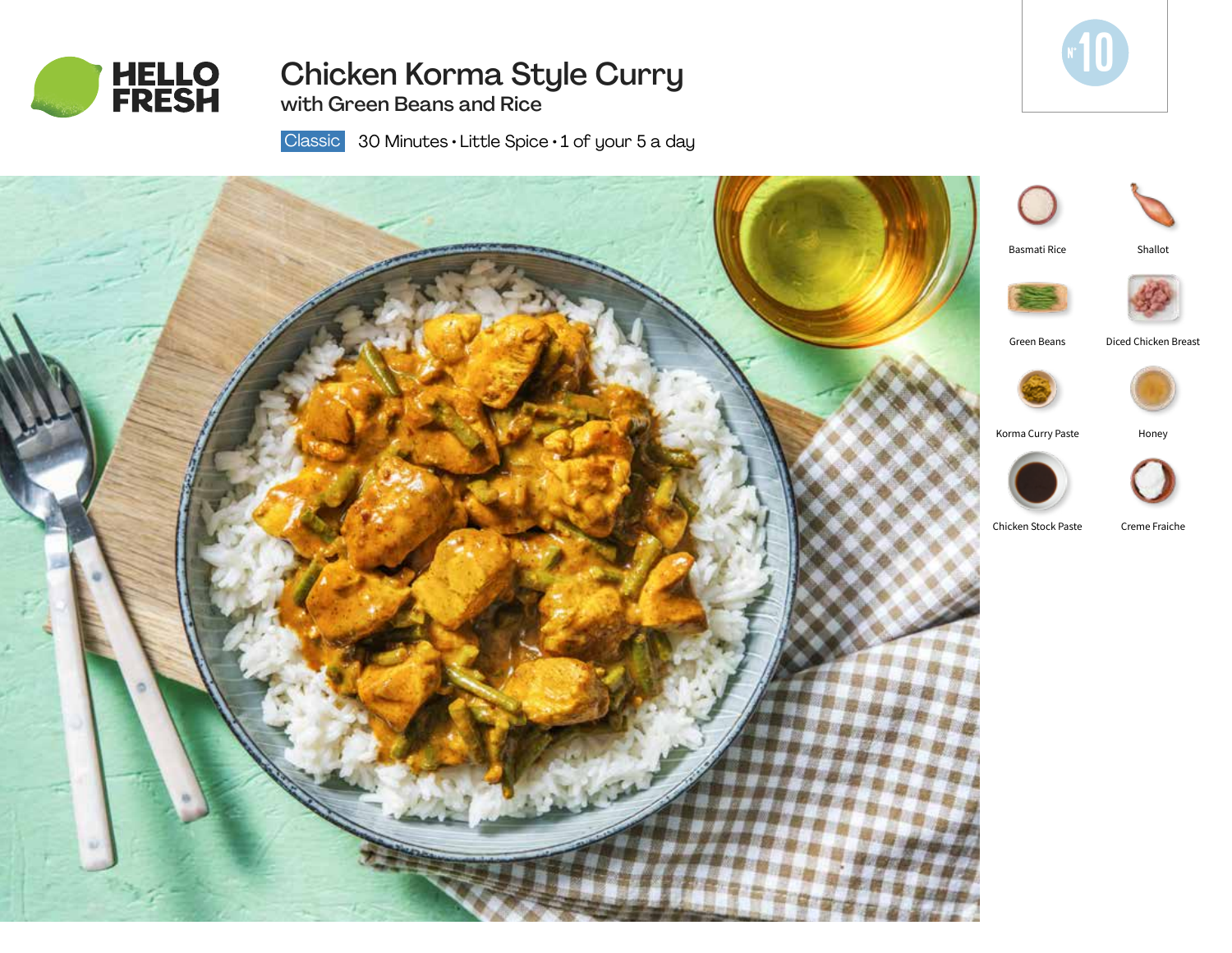HELLO FRESH

# Chicken Korma Style Curry

## with Green Beans and Rice

Classic 30 Minutes • Little Spice • 1 of your 5 a day

N° 10

- Basmati Rice
- Shallot
- Green Beans
- Diced Chicken Breast
- Korma Curry Paste
- Honey
- Chicken Stock Paste
- Creme Fraiche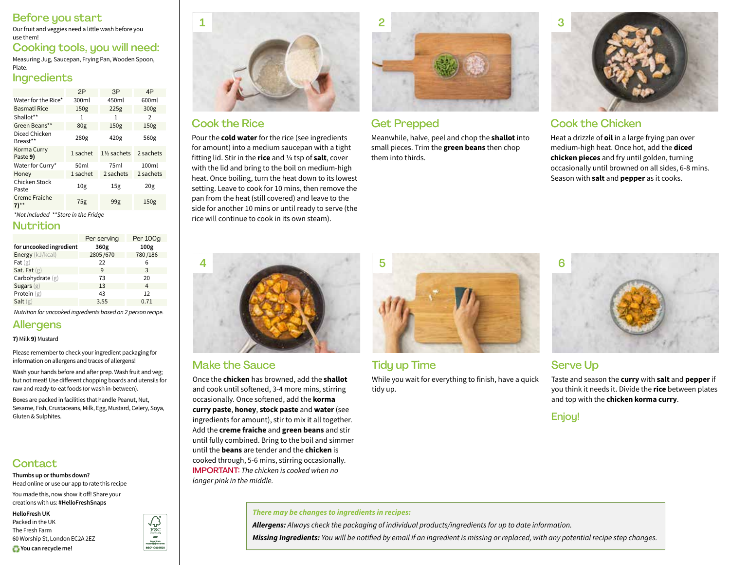## Before you start

Our fruit and veggies need a little wash before you use them!

## Cooking tools, you will need:

Measuring Jug, Saucepan, Frying Pan, Wooden Spoon, Plate.

## Ingredients

| | 2P | 3P | 4P |
|---|---|---|---|
| Water for the Rice* | 300ml | 450ml | 600ml |
| Basmati Rice | 150g | 225g | 300g |
| Shallot** | 1 | 1 | 2 |
| Green Beans** | 80g | 150g | 150g |
| Diced Chicken Breast** | 280g | 420g | 560g |
| Korma Curry Paste **9)** | 1 sachet | 1½ sachets | 2 sachets |
| Water for Curry* | 50ml | 75ml | 100ml |
| Honey | 1 sachet | 2 sachets | 2 sachets |
| Chicken Stock Paste | 10g | 15g | 20g |
| Creme Fraiche **7)**** | 75g | 99g | 150g |

*\*Not Included \*\*Store in the Fridge*

## Nutrition

| | Per serving | Per 100g |
|---|---|---|
| **for uncooked ingredient** | **360g** | **100g** |
| Energy (kJ/kcal) | 2805 /670 | 780 /186 |
| Fat (g) | 22 | 6 |
| Sat. Fat (g) | 9 | 3 |
| Carbohydrate (g) | 73 | 20 |
| Sugars (g) | 13 | 4 |
| Protein (g) | 43 | 12 |
| Salt (g) | 3.55 | 0.71 |

*Nutrition for uncooked ingredients based on 2 person recipe.*

## Allergens

**7)** Milk **9)** Mustard

Please remember to check your ingredient packaging for information on allergens and traces of allergens!

Wash your hands before and after prep. Wash fruit and veg; but not meat! Use different chopping boards and utensils for raw and ready-to-eat foods (or wash in-between).

Boxes are packed in facilities that handle Peanut, Nut, Sesame, Fish, Crustaceans, Milk, Egg, Mustard, Celery, Soya, Gluten & Sulphites.

## Contact

**Thumbs up or thumbs down?**
Head online or use our app to rate this recipe

You made this, now show it off! Share your creations with us: **#HelloFreshSnaps**

**HelloFresh UK**
Packed in the UK
The Fresh Farm
60 Worship St, London EC2A 2EZ

**You can recycle me!**

### 1 Cook the Rice

Pour the **cold water** for the rice (see ingredients for amount) into a medium saucepan with a tight fitting lid. Stir in the **rice** and ¼ tsp of **salt**, cover with the lid and bring to the boil on medium-high heat. Once boiling, turn the heat down to its lowest setting. Leave to cook for 10 mins, then remove the pan from the heat (still covered) and leave to the side for another 10 mins or until ready to serve (the rice will continue to cook in its own steam).

### 2 Get Prepped

Meanwhile, halve, peel and chop the **shallot** into small pieces. Trim the **green beans** then chop them into thirds.

### 3 Cook the Chicken

Heat a drizzle of **oil** in a large frying pan over medium-high heat. Once hot, add the **diced chicken pieces** and fry until golden, turning occasionally until browned on all sides, 6-8 mins. Season with **salt** and **pepper** as it cooks.

### 4 Make the Sauce

Once the **chicken** has browned, add the **shallot** and cook until softened, 3-4 more mins, stirring occasionally. Once softened, add the **korma curry paste**, **honey**, **stock paste** and **water** (see ingredients for amount), stir to mix it all together. Add the **creme fraiche** and **green beans** and stir until fully combined. Bring to the boil and simmer until the **beans** are tender and the **chicken** is cooked through, 5-6 mins, stirring occasionally.
IMPORTANT: *The chicken is cooked when no longer pink in the middle.*

### 5 Tidy up Time

While you wait for everything to finish, have a quick tidy up.

### 6 Serve Up

Taste and season the **curry** with **salt** and **pepper** if you think it needs it. Divide the **rice** between plates and top with the **chicken korma curry**.

Enjoy!

*There may be changes to ingredients in recipes:*

***Allergens:*** *Always check the packaging of individual products/ingredients for up to date information.*

***Missing Ingredients:*** *You will be notified by email if an ingredient is missing or replaced, with any potential recipe step changes.*